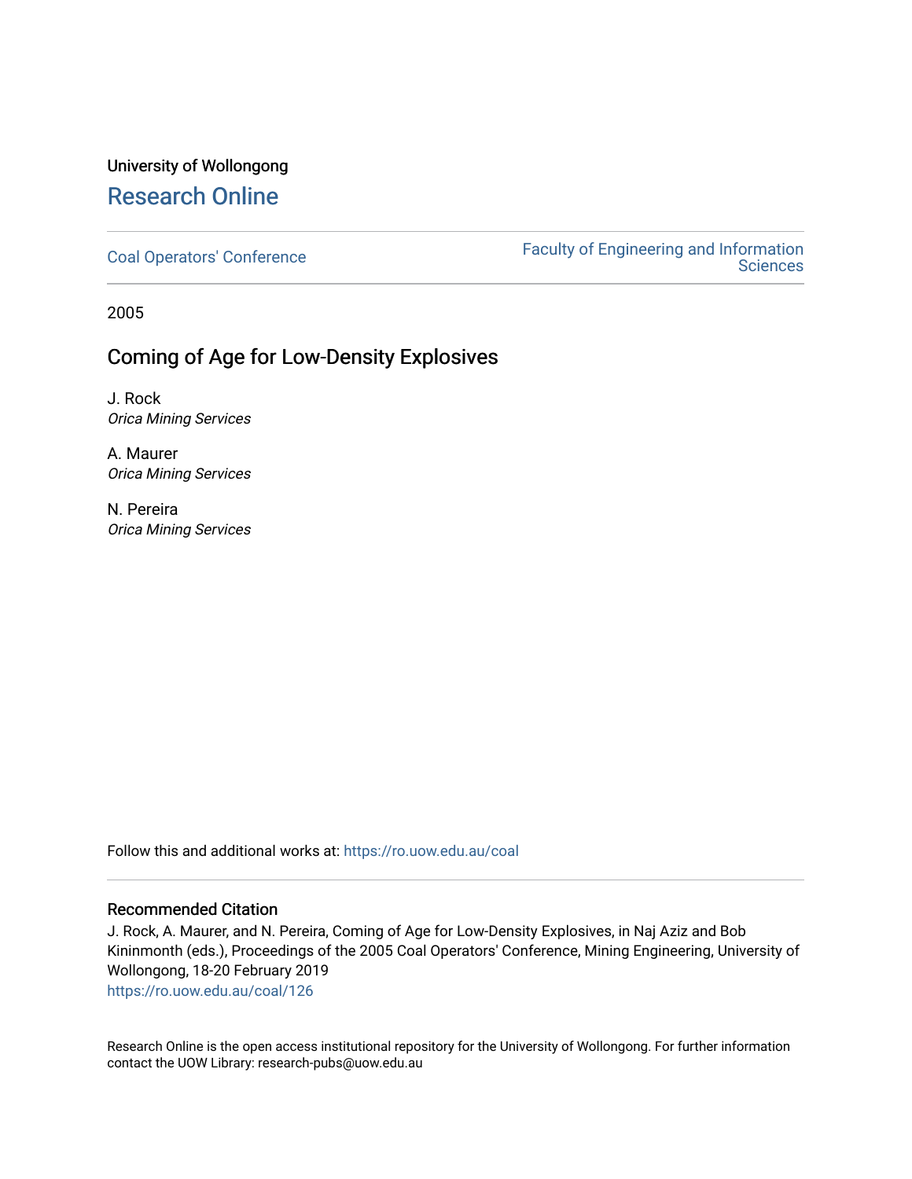University of Wollongong

# Research Online

Coal Operators' Conference

Faculty of Engineering and Information Sciences

2005

## Coming of Age for Low-Density Explosives

J. Rock
*Orica Mining Services*

A. Maurer
*Orica Mining Services*

N. Pereira
*Orica Mining Services*

Follow this and additional works at: https://ro.uow.edu.au/coal

### Recommended Citation

J. Rock, A. Maurer, and N. Pereira, Coming of Age for Low-Density Explosives, in Naj Aziz and Bob Kininmonth (eds.), Proceedings of the 2005 Coal Operators' Conference, Mining Engineering, University of Wollongong, 18-20 February 2019
https://ro.uow.edu.au/coal/126

Research Online is the open access institutional repository for the University of Wollongong. For further information contact the UOW Library: research-pubs@uow.edu.au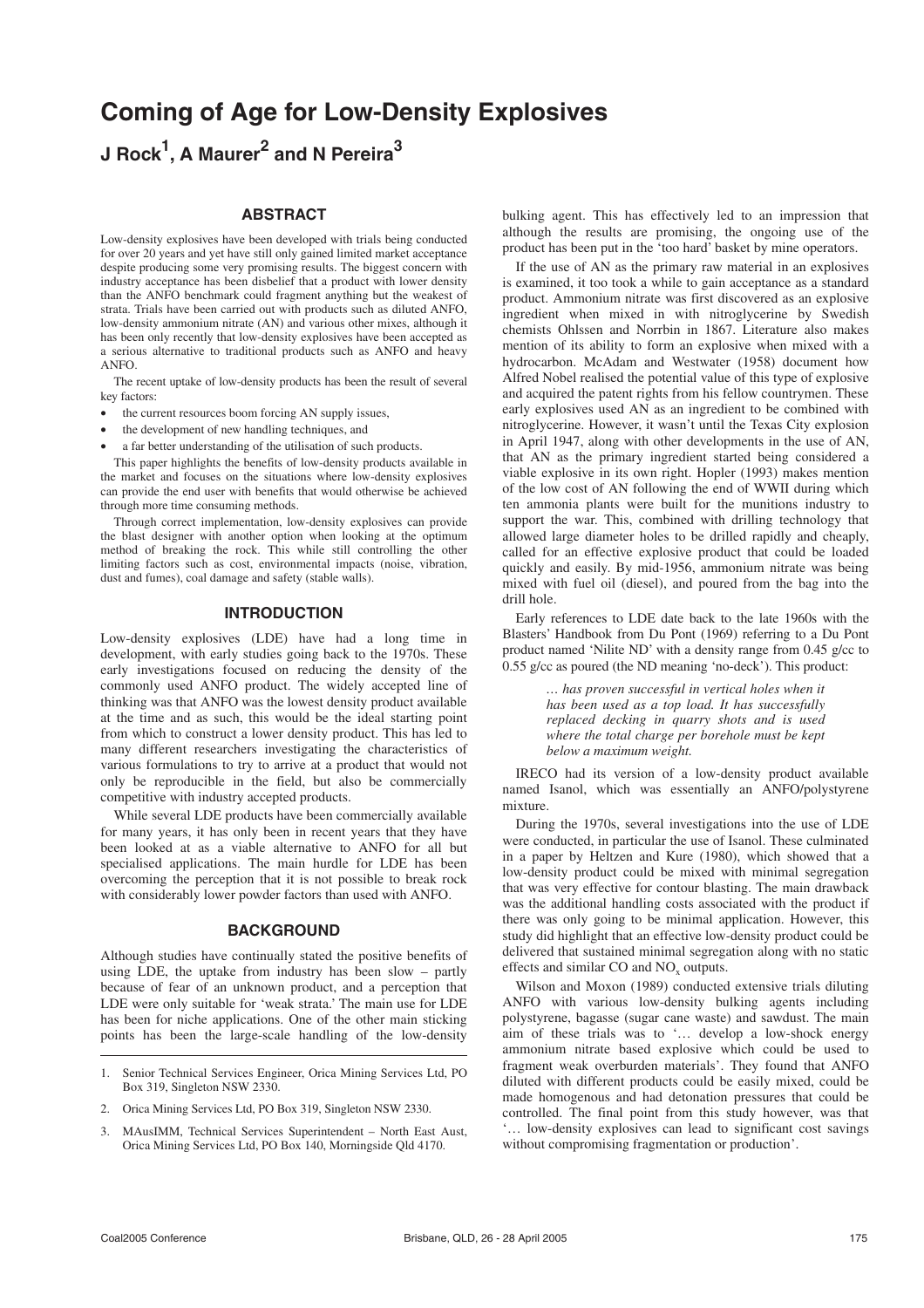# Coming of Age for Low-Density Explosives

## J Rock[1], A Maurer[2] and N Pereira[3]

### ABSTRACT

Low-density explosives have been developed with trials being conducted for over 20 years and yet have still only gained limited market acceptance despite producing some very promising results. The biggest concern with industry acceptance has been disbelief that a product with lower density than the ANFO benchmark could fragment anything but the weakest of strata. Trials have been carried out with products such as diluted ANFO, low-density ammonium nitrate (AN) and various other mixes, although it has been only recently that low-density explosives have been accepted as a serious alternative to traditional products such as ANFO and heavy ANFO.

The recent uptake of low-density products has been the result of several key factors:

- the current resources boom forcing AN supply issues,
- the development of new handling techniques, and
- a far better understanding of the utilisation of such products.

This paper highlights the benefits of low-density products available in the market and focuses on the situations where low-density explosives can provide the end user with benefits that would otherwise be achieved through more time consuming methods.

Through correct implementation, low-density explosives can provide the blast designer with another option when looking at the optimum method of breaking the rock. This while still controlling the other limiting factors such as cost, environmental impacts (noise, vibration, dust and fumes), coal damage and safety (stable walls).

### INTRODUCTION

Low-density explosives (LDE) have had a long time in development, with early studies going back to the 1970s. These early investigations focused on reducing the density of the commonly used ANFO product. The widely accepted line of thinking was that ANFO was the lowest density product available at the time and as such, this would be the ideal starting point from which to construct a lower density product. This has led to many different researchers investigating the characteristics of various formulations to try to arrive at a product that would not only be reproducible in the field, but also be commercially competitive with industry accepted products.

While several LDE products have been commercially available for many years, it has only been in recent years that they have been looked at as a viable alternative to ANFO for all but specialised applications. The main hurdle for LDE has been overcoming the perception that it is not possible to break rock with considerably lower powder factors than used with ANFO.

### BACKGROUND

Although studies have continually stated the positive benefits of using LDE, the uptake from industry has been slow – partly because of fear of an unknown product, and a perception that LDE were only suitable for 'weak strata.' The main use for LDE has been for niche applications. One of the other main sticking points has been the large-scale handling of the low-density bulking agent. This has effectively led to an impression that although the results are promising, the ongoing use of the product has been put in the 'too hard' basket by mine operators.

If the use of AN as the primary raw material in an explosives is examined, it too took a while to gain acceptance as a standard product. Ammonium nitrate was first discovered as an explosive ingredient when mixed in with nitroglycerine by Swedish chemists Ohlssen and Norrbin in 1867. Literature also makes mention of its ability to form an explosive when mixed with a hydrocarbon. McAdam and Westwater (1958) document how Alfred Nobel realised the potential value of this type of explosive and acquired the patent rights from his fellow countrymen. These early explosives used AN as an ingredient to be combined with nitroglycerine. However, it wasn't until the Texas City explosion in April 1947, along with other developments in the use of AN, that AN as the primary ingredient started being considered a viable explosive in its own right. Hopler (1993) makes mention of the low cost of AN following the end of WWII during which ten ammonia plants were built for the munitions industry to support the war. This, combined with drilling technology that allowed large diameter holes to be drilled rapidly and cheaply, called for an effective explosive product that could be loaded quickly and easily. By mid-1956, ammonium nitrate was being mixed with fuel oil (diesel), and poured from the bag into the drill hole.

Early references to LDE date back to the late 1960s with the Blasters' Handbook from Du Pont (1969) referring to a Du Pont product named 'Nilite ND' with a density range from 0.45 g/cc to 0.55 g/cc as poured (the ND meaning 'no-deck'). This product:

> *… has proven successful in vertical holes when it has been used as a top load. It has successfully replaced decking in quarry shots and is used where the total charge per borehole must be kept below a maximum weight.*

IRECO had its version of a low-density product available named Isanol, which was essentially an ANFO/polystyrene mixture.

During the 1970s, several investigations into the use of LDE were conducted, in particular the use of Isanol. These culminated in a paper by Heltzen and Kure (1980), which showed that a low-density product could be mixed with minimal segregation that was very effective for contour blasting. The main drawback was the additional handling costs associated with the product if there was only going to be minimal application. However, this study did highlight that an effective low-density product could be delivered that sustained minimal segregation along with no static effects and similar CO and $NO_x$ outputs.

Wilson and Moxon (1989) conducted extensive trials diluting ANFO with various low-density bulking agents including polystyrene, bagasse (sugar cane waste) and sawdust. The main aim of these trials was to '… develop a low-shock energy ammonium nitrate based explosive which could be used to fragment weak overburden materials'. They found that ANFO diluted with different products could be easily mixed, could be made homogenous and had detonation pressures that could be controlled. The final point from this study however, was that '… low-density explosives can lead to significant cost savings without compromising fragmentation or production'.

---

1. Senior Technical Services Engineer, Orica Mining Services Ltd, PO Box 319, Singleton NSW 2330.
2. Orica Mining Services Ltd, PO Box 319, Singleton NSW 2330.
3. MAusIMM, Technical Services Superintendent – North East Aust, Orica Mining Services Ltd, PO Box 140, Morningside Qld 4170.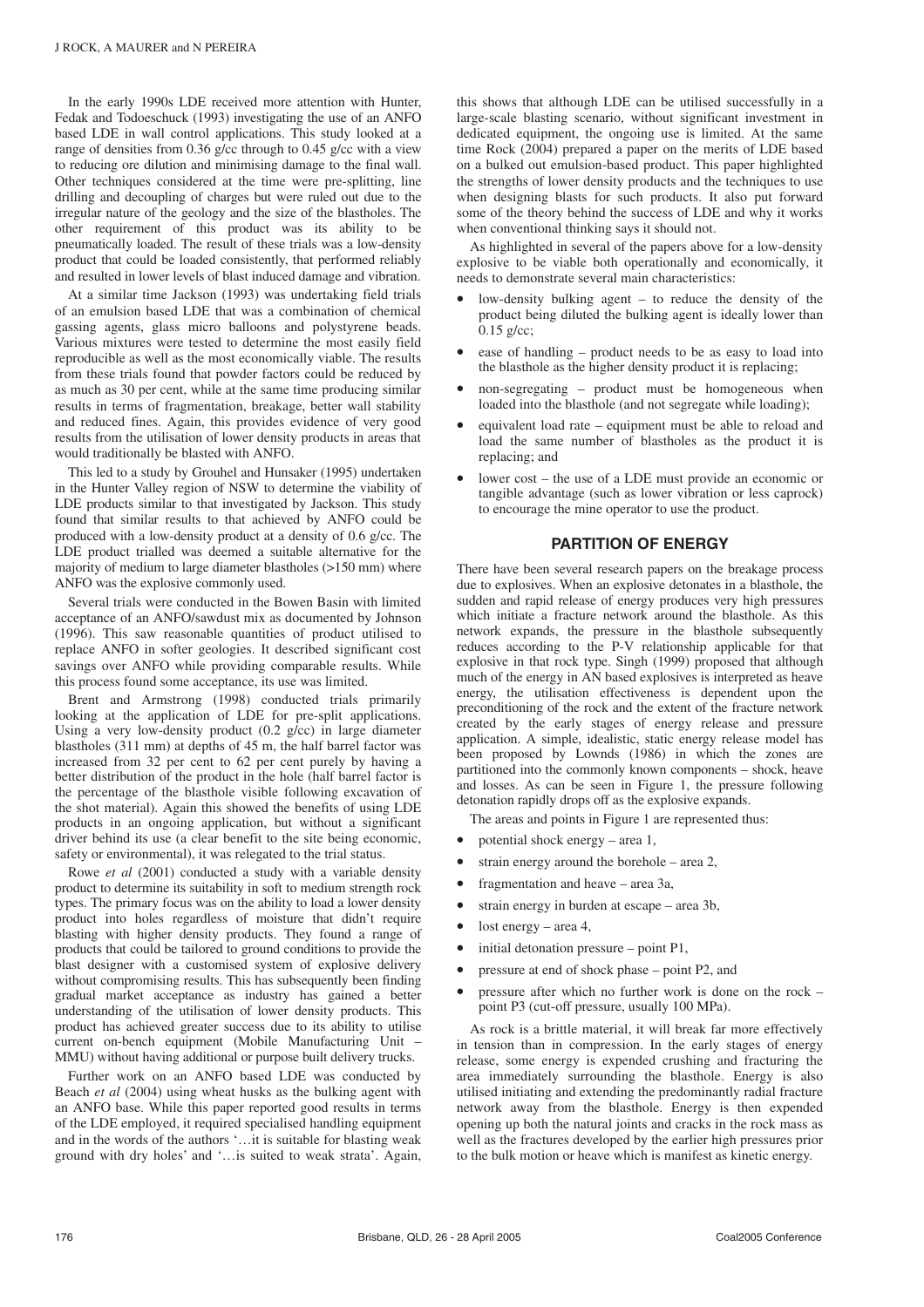In the early 1990s LDE received more attention with Hunter, Fedak and Todoeschuck (1993) investigating the use of an ANFO based LDE in wall control applications. This study looked at a range of densities from 0.36 g/cc through to 0.45 g/cc with a view to reducing ore dilution and minimising damage to the final wall. Other techniques considered at the time were pre-splitting, line drilling and decoupling of charges but were ruled out due to the irregular nature of the geology and the size of the blastholes. The other requirement of this product was its ability to be pneumatically loaded. The result of these trials was a low-density product that could be loaded consistently, that performed reliably and resulted in lower levels of blast induced damage and vibration.

At a similar time Jackson (1993) was undertaking field trials of an emulsion based LDE that was a combination of chemical gassing agents, glass micro balloons and polystyrene beads. Various mixtures were tested to determine the most easily field reproducible as well as the most economically viable. The results from these trials found that powder factors could be reduced by as much as 30 per cent, while at the same time producing similar results in terms of fragmentation, breakage, better wall stability and reduced fines. Again, this provides evidence of very good results from the utilisation of lower density products in areas that would traditionally be blasted with ANFO.

This led to a study by Grouhel and Hunsaker (1995) undertaken in the Hunter Valley region of NSW to determine the viability of LDE products similar to that investigated by Jackson. This study found that similar results to that achieved by ANFO could be produced with a low-density product at a density of 0.6 g/cc. The LDE product trialled was deemed a suitable alternative for the majority of medium to large diameter blastholes (>150 mm) where ANFO was the explosive commonly used.

Several trials were conducted in the Bowen Basin with limited acceptance of an ANFO/sawdust mix as documented by Johnson (1996). This saw reasonable quantities of product utilised to replace ANFO in softer geologies. It described significant cost savings over ANFO while providing comparable results. While this process found some acceptance, its use was limited.

Brent and Armstrong (1998) conducted trials primarily looking at the application of LDE for pre-split applications. Using a very low-density product (0.2 g/cc) in large diameter blastholes (311 mm) at depths of 45 m, the half barrel factor was increased from 32 per cent to 62 per cent purely by having a better distribution of the product in the hole (half barrel factor is the percentage of the blasthole visible following excavation of the shot material). Again this showed the benefits of using LDE products in an ongoing application, but without a significant driver behind its use (a clear benefit to the site being economic, safety or environmental), it was relegated to the trial status.

Rowe *et al* (2001) conducted a study with a variable density product to determine its suitability in soft to medium strength rock types. The primary focus was on the ability to load a lower density product into holes regardless of moisture that didn't require blasting with higher density products. They found a range of products that could be tailored to ground conditions to provide the blast designer with a customised system of explosive delivery without compromising results. This has subsequently been finding gradual market acceptance as industry has gained a better understanding of the utilisation of lower density products. This product has achieved greater success due to its ability to utilise current on-bench equipment (Mobile Manufacturing Unit – MMU) without having additional or purpose built delivery trucks.

Further work on an ANFO based LDE was conducted by Beach *et al* (2004) using wheat husks as the bulking agent with an ANFO base. While this paper reported good results in terms of the LDE employed, it required specialised handling equipment and in the words of the authors '…it is suitable for blasting weak ground with dry holes' and '…is suited to weak strata'. Again, this shows that although LDE can be utilised successfully in a large-scale blasting scenario, without significant investment in dedicated equipment, the ongoing use is limited. At the same time Rock (2004) prepared a paper on the merits of LDE based on a bulked out emulsion-based product. This paper highlighted the strengths of lower density products and the techniques to use when designing blasts for such products. It also put forward some of the theory behind the success of LDE and why it works when conventional thinking says it should not.

As highlighted in several of the papers above for a low-density explosive to be viable both operationally and economically, it needs to demonstrate several main characteristics:

- low-density bulking agent – to reduce the density of the product being diluted the bulking agent is ideally lower than 0.15 g/cc;
- ease of handling – product needs to be as easy to load into the blasthole as the higher density product it is replacing;
- non-segregating – product must be homogeneous when loaded into the blasthole (and not segregate while loading);
- equivalent load rate – equipment must be able to reload and load the same number of blastholes as the product it is replacing; and
- lower cost – the use of a LDE must provide an economic or tangible advantage (such as lower vibration or less caprock) to encourage the mine operator to use the product.

## PARTITION OF ENERGY

There have been several research papers on the breakage process due to explosives. When an explosive detonates in a blasthole, the sudden and rapid release of energy produces very high pressures which initiate a fracture network around the blasthole. As this network expands, the pressure in the blasthole subsequently reduces according to the P-V relationship applicable for that explosive in that rock type. Singh (1999) proposed that although much of the energy in AN based explosives is interpreted as heave energy, the utilisation effectiveness is dependent upon the preconditioning of the rock and the extent of the fracture network created by the early stages of energy release and pressure application. A simple, idealistic, static energy release model has been proposed by Lownds (1986) in which the zones are partitioned into the commonly known components – shock, heave and losses. As can be seen in Figure 1, the pressure following detonation rapidly drops off as the explosive expands.

The areas and points in Figure 1 are represented thus:

- potential shock energy – area 1,
- strain energy around the borehole – area 2,
- fragmentation and heave – area 3a,
- strain energy in burden at escape – area 3b,
- lost energy – area 4,
- initial detonation pressure – point P1,
- pressure at end of shock phase – point P2, and
- pressure after which no further work is done on the rock – point P3 (cut-off pressure, usually 100 MPa).

As rock is a brittle material, it will break far more effectively in tension than in compression. In the early stages of energy release, some energy is expended crushing and fracturing the area immediately surrounding the blasthole. Energy is also utilised initiating and extending the predominantly radial fracture network away from the blasthole. Energy is then expended opening up both the natural joints and cracks in the rock mass as well as the fractures developed by the earlier high pressures prior to the bulk motion or heave which is manifest as kinetic energy.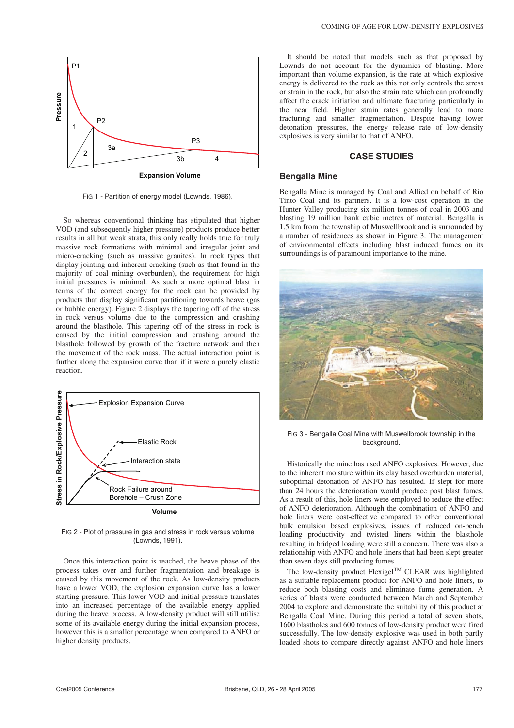FIG 1 - Partition of energy model (Lownds, 1986).

So whereas conventional thinking has stipulated that higher VOD (and subsequently higher pressure) products produce better results in all but weak strata, this only really holds true for truly massive rock formations with minimal and irregular joint and micro-cracking (such as massive granites). In rock types that display jointing and inherent cracking (such as that found in the majority of coal mining overburden), the requirement for high initial pressures is minimal. As such a more optimal blast in terms of the correct energy for the rock can be provided by products that display significant partitioning towards heave (gas or bubble energy). Figure 2 displays the tapering off of the stress in rock versus volume due to the compression and crushing around the blasthole. This tapering off of the stress in rock is caused by the initial compression and crushing around the blasthole followed by growth of the fracture network and then the movement of the rock mass. The actual interaction point is further along the expansion curve than if it were a purely elastic reaction.

FIG 2 - Plot of pressure in gas and stress in rock versus volume (Lownds, 1991).

Once this interaction point is reached, the heave phase of the process takes over and further fragmentation and breakage is caused by this movement of the rock. As low-density products have a lower VOD, the explosion expansion curve has a lower starting pressure. This lower VOD and initial pressure translates into an increased percentage of the available energy applied during the heave process. A low-density product will still utilise some of its available energy during the initial expansion process, however this is a smaller percentage when compared to ANFO or higher density products.

It should be noted that models such as that proposed by Lownds do not account for the dynamics of blasting. More important than volume expansion, is the rate at which explosive energy is delivered to the rock as this not only controls the stress or strain in the rock, but also the strain rate which can profoundly affect the crack initiation and ultimate fracturing particularly in the near field. Higher strain rates generally lead to more fracturing and smaller fragmentation. Despite having lower detonation pressures, the energy release rate of low-density explosives is very similar to that of ANFO.

## CASE STUDIES

### Bengalla Mine

Bengalla Mine is managed by Coal and Allied on behalf of Rio Tinto Coal and its partners. It is a low-cost operation in the Hunter Valley producing six million tonnes of coal in 2003 and blasting 19 million bank cubic metres of material. Bengalla is 1.5 km from the township of Muswellbrook and is surrounded by a number of residences as shown in Figure 3. The management of environmental effects including blast induced fumes on its surroundings is of paramount importance to the mine.

FIG 3 - Bengalla Coal Mine with Muswellbrook township in the background.

Historically the mine has used ANFO explosives. However, due to the inherent moisture within its clay based overburden material, suboptimal detonation of ANFO has resulted. If slept for more than 24 hours the deterioration would produce post blast fumes. As a result of this, hole liners were employed to reduce the effect of ANFO deterioration. Although the combination of ANFO and hole liners were cost-effective compared to other conventional bulk emulsion based explosives, issues of reduced on-bench loading productivity and twisted liners within the blasthole resulting in bridged loading were still a concern. There was also a relationship with ANFO and hole liners that had been slept greater than seven days still producing fumes.

The low-density product Flexigel[TM] CLEAR was highlighted as a suitable replacement product for ANFO and hole liners, to reduce both blasting costs and eliminate fume generation. A series of blasts were conducted between March and September 2004 to explore and demonstrate the suitability of this product at Bengalla Coal Mine. During this period a total of seven shots, 1600 blastholes and 600 tonnes of low-density product were fired successfully. The low-density explosive was used in both partly loaded shots to compare directly against ANFO and hole liners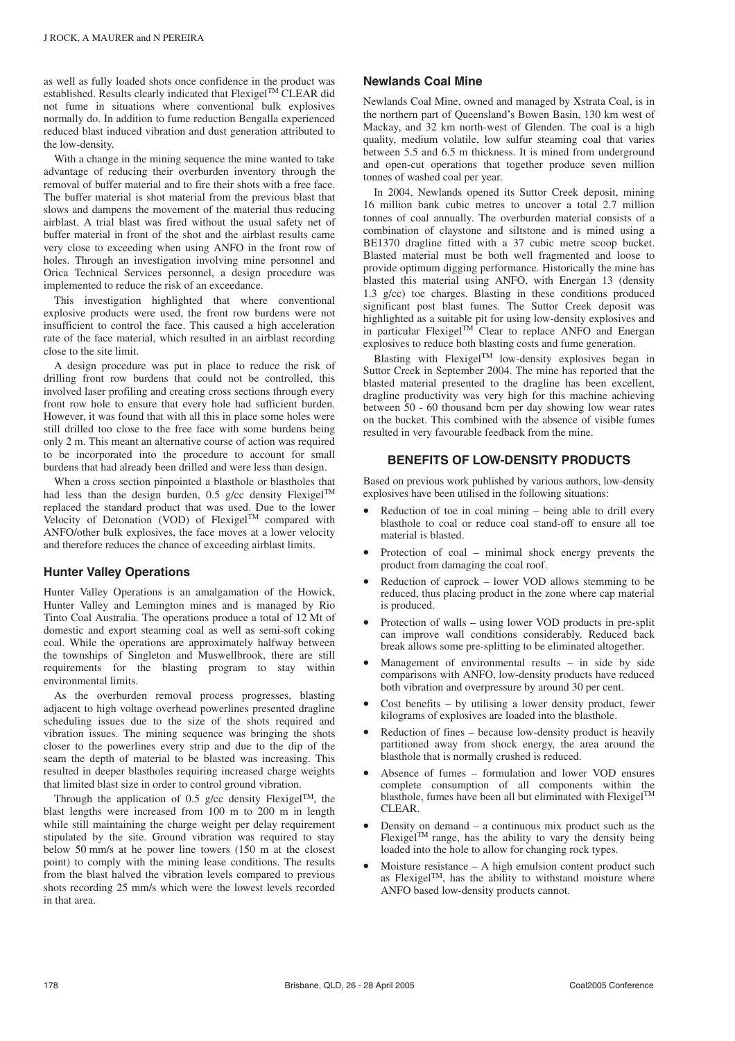as well as fully loaded shots once confidence in the product was established. Results clearly indicated that Flexigel™ CLEAR did not fume in situations where conventional bulk explosives normally do. In addition to fume reduction Bengalla experienced reduced blast induced vibration and dust generation attributed to the low-density.

With a change in the mining sequence the mine wanted to take advantage of reducing their overburden inventory through the removal of buffer material and to fire their shots with a free face. The buffer material is shot material from the previous blast that slows and dampens the movement of the material thus reducing airblast. A trial blast was fired without the usual safety net of buffer material in front of the shot and the airblast results came very close to exceeding when using ANFO in the front row of holes. Through an investigation involving mine personnel and Orica Technical Services personnel, a design procedure was implemented to reduce the risk of an exceedance.

This investigation highlighted that where conventional explosive products were used, the front row burdens were not insufficient to control the face. This caused a high acceleration rate of the face material, which resulted in an airblast recording close to the site limit.

A design procedure was put in place to reduce the risk of drilling front row burdens that could not be controlled, this involved laser profiling and creating cross sections through every front row hole to ensure that every hole had sufficient burden. However, it was found that with all this in place some holes were still drilled too close to the free face with some burdens being only 2 m. This meant an alternative course of action was required to be incorporated into the procedure to account for small burdens that had already been drilled and were less than design.

When a cross section pinpointed a blasthole or blastholes that had less than the design burden, 0.5 g/cc density Flexigel™ replaced the standard product that was used. Due to the lower Velocity of Detonation (VOD) of Flexigel™ compared with ANFO/other bulk explosives, the face moves at a lower velocity and therefore reduces the chance of exceeding airblast limits.

### Hunter Valley Operations

Hunter Valley Operations is an amalgamation of the Howick, Hunter Valley and Lemington mines and is managed by Rio Tinto Coal Australia. The operations produce a total of 12 Mt of domestic and export steaming coal as well as semi-soft coking coal. While the operations are approximately halfway between the townships of Singleton and Muswellbrook, there are still requirements for the blasting program to stay within environmental limits.

As the overburden removal process progresses, blasting adjacent to high voltage overhead powerlines presented dragline scheduling issues due to the size of the shots required and vibration issues. The mining sequence was bringing the shots closer to the powerlines every strip and due to the dip of the seam the depth of material to be blasted was increasing. This resulted in deeper blastholes requiring increased charge weights that limited blast size in order to control ground vibration.

Through the application of 0.5 g/cc density Flexigel™, the blast lengths were increased from 100 m to 200 m in length while still maintaining the charge weight per delay requirement stipulated by the site. Ground vibration was required to stay below 50 mm/s at he power line towers (150 m at the closest point) to comply with the mining lease conditions. The results from the blast halved the vibration levels compared to previous shots recording 25 mm/s which were the lowest levels recorded in that area.

### Newlands Coal Mine

Newlands Coal Mine, owned and managed by Xstrata Coal, is in the northern part of Queensland's Bowen Basin, 130 km west of Mackay, and 32 km north-west of Glenden. The coal is a high quality, medium volatile, low sulfur steaming coal that varies between 5.5 and 6.5 m thickness. It is mined from underground and open-cut operations that together produce seven million tonnes of washed coal per year.

In 2004, Newlands opened its Suttor Creek deposit, mining 16 million bank cubic metres to uncover a total 2.7 million tonnes of coal annually. The overburden material consists of a combination of claystone and siltstone and is mined using a BE1370 dragline fitted with a 37 cubic metre scoop bucket. Blasted material must be both well fragmented and loose to provide optimum digging performance. Historically the mine has blasted this material using ANFO, with Energan 13 (density 1.3 g/cc) toe charges. Blasting in these conditions produced significant post blast fumes. The Suttor Creek deposit was highlighted as a suitable pit for using low-density explosives and in particular Flexigel™ Clear to replace ANFO and Energan explosives to reduce both blasting costs and fume generation.

Blasting with Flexigel™ low-density explosives began in Suttor Creek in September 2004. The mine has reported that the blasted material presented to the dragline has been excellent, dragline productivity was very high for this machine achieving between 50 - 60 thousand bcm per day showing low wear rates on the bucket. This combined with the absence of visible fumes resulted in very favourable feedback from the mine.

## BENEFITS OF LOW-DENSITY PRODUCTS

Based on previous work published by various authors, low-density explosives have been utilised in the following situations:

- Reduction of toe in coal mining – being able to drill every blasthole to coal or reduce coal stand-off to ensure all toe material is blasted.
- Protection of coal – minimal shock energy prevents the product from damaging the coal roof.
- Reduction of caprock – lower VOD allows stemming to be reduced, thus placing product in the zone where cap material is produced.
- Protection of walls – using lower VOD products in pre-split can improve wall conditions considerably. Reduced back break allows some pre-splitting to be eliminated altogether.
- Management of environmental results – in side by side comparisons with ANFO, low-density products have reduced both vibration and overpressure by around 30 per cent.
- Cost benefits – by utilising a lower density product, fewer kilograms of explosives are loaded into the blasthole.
- Reduction of fines – because low-density product is heavily partitioned away from shock energy, the area around the blasthole that is normally crushed is reduced.
- Absence of fumes – formulation and lower VOD ensures complete consumption of all components within the blasthole, fumes have been all but eliminated with Flexigel™ CLEAR.
- Density on demand – a continuous mix product such as the Flexigel™ range, has the ability to vary the density being loaded into the hole to allow for changing rock types.
- Moisture resistance – A high emulsion content product such as Flexigel™, has the ability to withstand moisture where ANFO based low-density products cannot.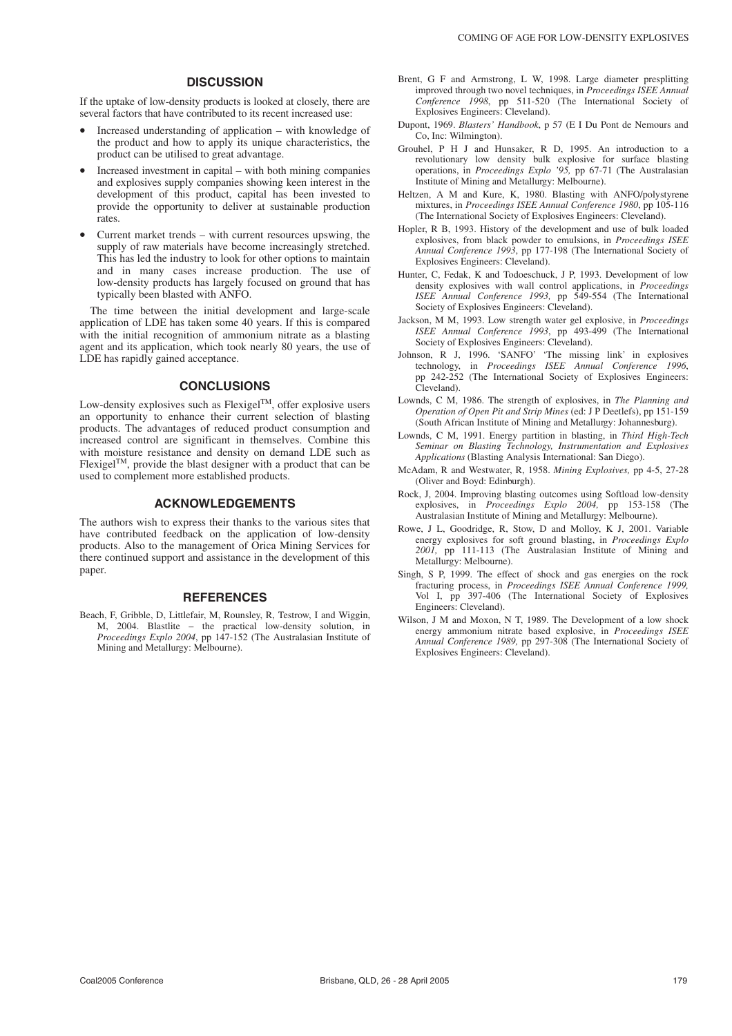## DISCUSSION

If the uptake of low-density products is looked at closely, there are several factors that have contributed to its recent increased use:

- Increased understanding of application – with knowledge of the product and how to apply its unique characteristics, the product can be utilised to great advantage.
- Increased investment in capital – with both mining companies and explosives supply companies showing keen interest in the development of this product, capital has been invested to provide the opportunity to deliver at sustainable production rates.
- Current market trends – with current resources upswing, the supply of raw materials have become increasingly stretched. This has led the industry to look for other options to maintain and in many cases increase production. The use of low-density products has largely focused on ground that has typically been blasted with ANFO.

The time between the initial development and large-scale application of LDE has taken some 40 years. If this is compared with the initial recognition of ammonium nitrate as a blasting agent and its application, which took nearly 80 years, the use of LDE has rapidly gained acceptance.

## CONCLUSIONS

Low-density explosives such as Flexigel™, offer explosive users an opportunity to enhance their current selection of blasting products. The advantages of reduced product consumption and increased control are significant in themselves. Combine this with moisture resistance and density on demand LDE such as Flexigel™, provide the blast designer with a product that can be used to complement more established products.

## ACKNOWLEDGEMENTS

The authors wish to express their thanks to the various sites that have contributed feedback on the application of low-density products. Also to the management of Orica Mining Services for there continued support and assistance in the development of this paper.

## REFERENCES

Beach, F, Gribble, D, Littlefair, M, Rounsley, R, Testrow, I and Wiggin, M, 2004. Blastlite – the practical low-density solution, in *Proceedings Explo 2004*, pp 147-152 (The Australasian Institute of Mining and Metallurgy: Melbourne).

Brent, G F and Armstrong, L W, 1998. Large diameter presplitting improved through two novel techniques, in *Proceedings ISEE Annual Conference 1998*, pp 511-520 (The International Society of Explosives Engineers: Cleveland).

Dupont, 1969. *Blasters' Handbook*, p 57 (E I Du Pont de Nemours and Co, Inc: Wilmington).

Grouhel, P H J and Hunsaker, R D, 1995. An introduction to a revolutionary low density bulk explosive for surface blasting operations, in *Proceedings Explo '95,* pp 67-71 (The Australasian Institute of Mining and Metallurgy: Melbourne).

Heltzen, A M and Kure, K, 1980. Blasting with ANFO/polystyrene mixtures, in *Proceedings ISEE Annual Conference 1980*, pp 105-116 (The International Society of Explosives Engineers: Cleveland).

Hopler, R B, 1993. History of the development and use of bulk loaded explosives, from black powder to emulsions, in *Proceedings ISEE Annual Conference 1993*, pp 177-198 (The International Society of Explosives Engineers: Cleveland).

Hunter, C, Fedak, K and Todoeschuck, J P, 1993. Development of low density explosives with wall control applications, in *Proceedings ISEE Annual Conference 1993,* pp 549-554 (The International Society of Explosives Engineers: Cleveland).

Jackson, M M, 1993. Low strength water gel explosive, in *Proceedings ISEE Annual Conference 1993*, pp 493-499 (The International Society of Explosives Engineers: Cleveland).

Johnson, R J, 1996. 'SANFO' 'The missing link' in explosives technology, in *Proceedings ISEE Annual Conference 1996*, pp 242-252 (The International Society of Explosives Engineers: Cleveland).

Lownds, C M, 1986. The strength of explosives, in *The Planning and Operation of Open Pit and Strip Mines* (ed: J P Deetlefs), pp 151-159 (South African Institute of Mining and Metallurgy: Johannesburg).

Lownds, C M, 1991. Energy partition in blasting, in *Third High-Tech Seminar on Blasting Technology, Instrumentation and Explosives Applications* (Blasting Analysis International: San Diego).

McAdam, R and Westwater, R, 1958. *Mining Explosives,* pp 4-5, 27-28 (Oliver and Boyd: Edinburgh).

Rock, J, 2004. Improving blasting outcomes using Softload low-density explosives, in *Proceedings Explo 2004,* pp 153-158 (The Australasian Institute of Mining and Metallurgy: Melbourne).

Rowe, J L, Goodridge, R, Stow, D and Molloy, K J, 2001. Variable energy explosives for soft ground blasting, in *Proceedings Explo 2001,* pp 111-113 (The Australasian Institute of Mining and Metallurgy: Melbourne).

Singh, S P, 1999. The effect of shock and gas energies on the rock fracturing process, in *Proceedings ISEE Annual Conference 1999,* Vol I, pp 397-406 (The International Society of Explosives Engineers: Cleveland).

Wilson, J M and Moxon, N T, 1989. The Development of a low shock energy ammonium nitrate based explosive, in *Proceedings ISEE Annual Conference 1989,* pp 297-308 (The International Society of Explosives Engineers: Cleveland).